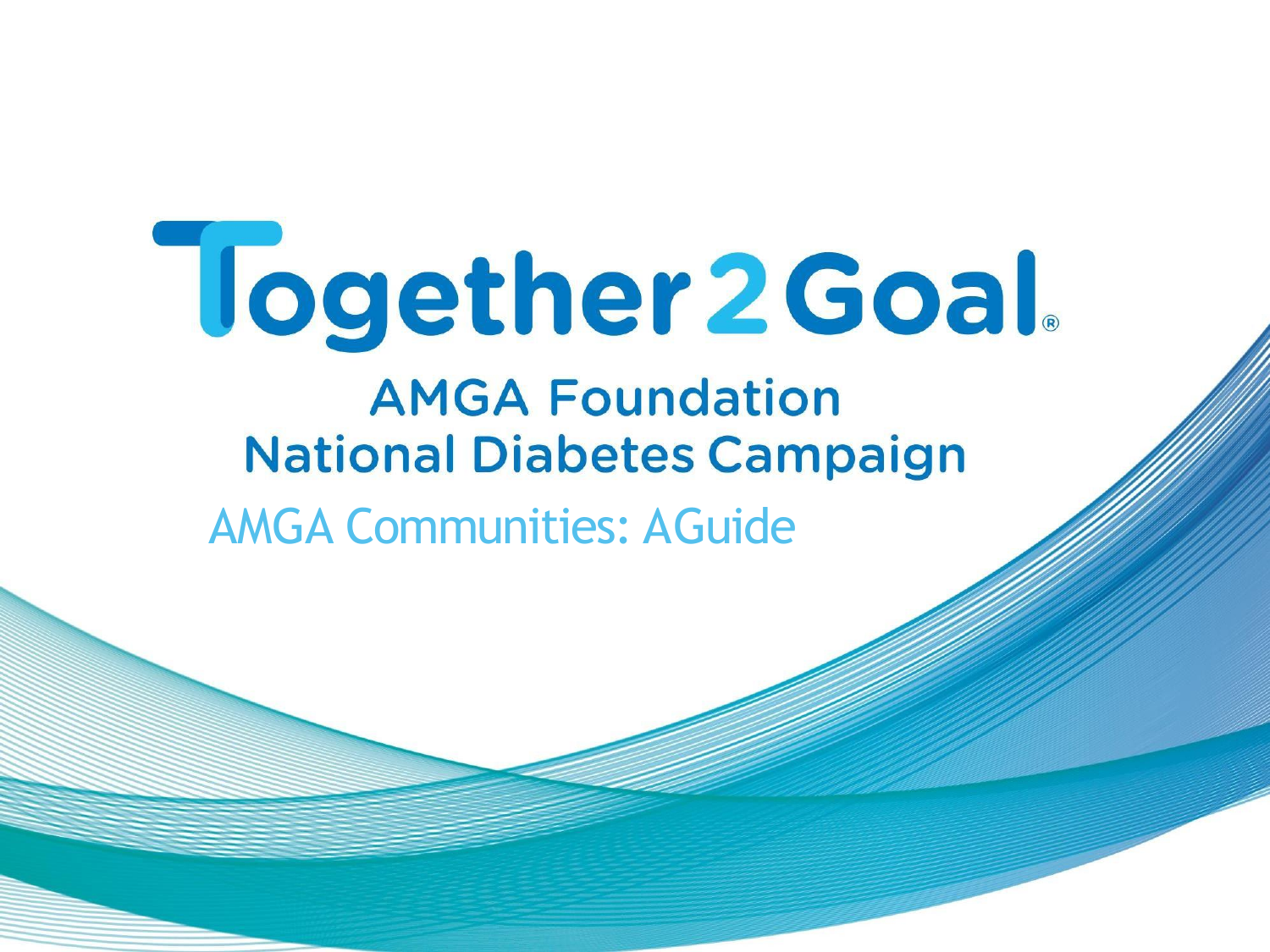# Together 2 Goal®

## AMGA Foundation National Diabetes Campaign

AMGA Communities: AGuide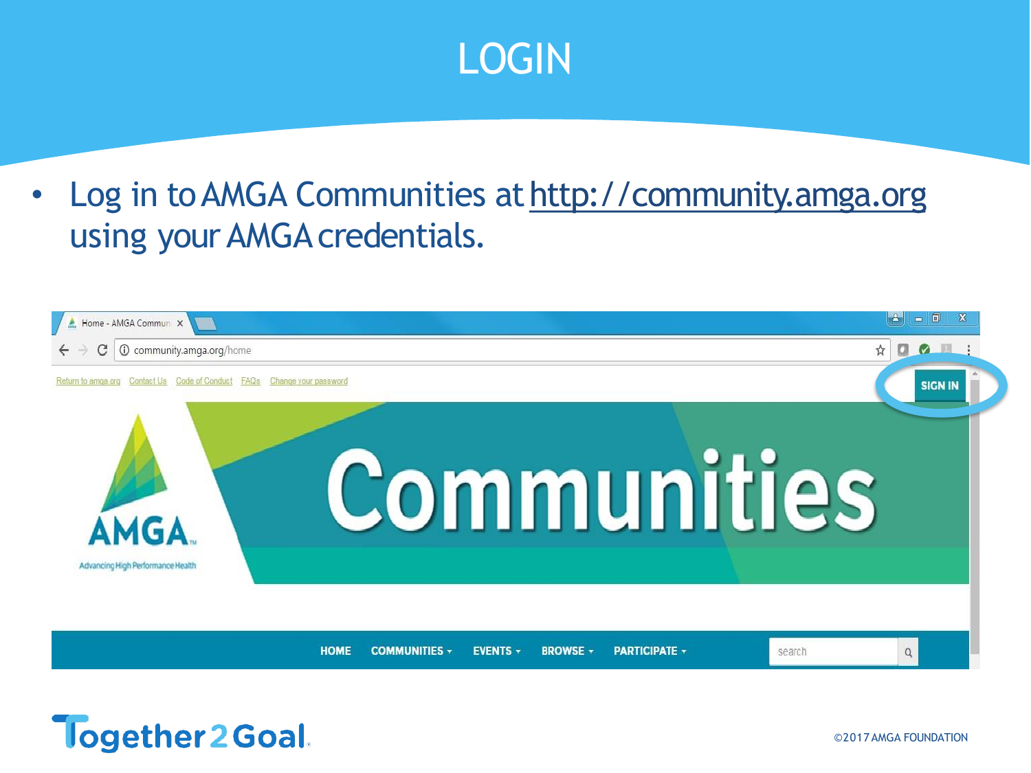# LOGIN

- Log in to AMGA Communities at http://community.amga.org using your AMGA credentials.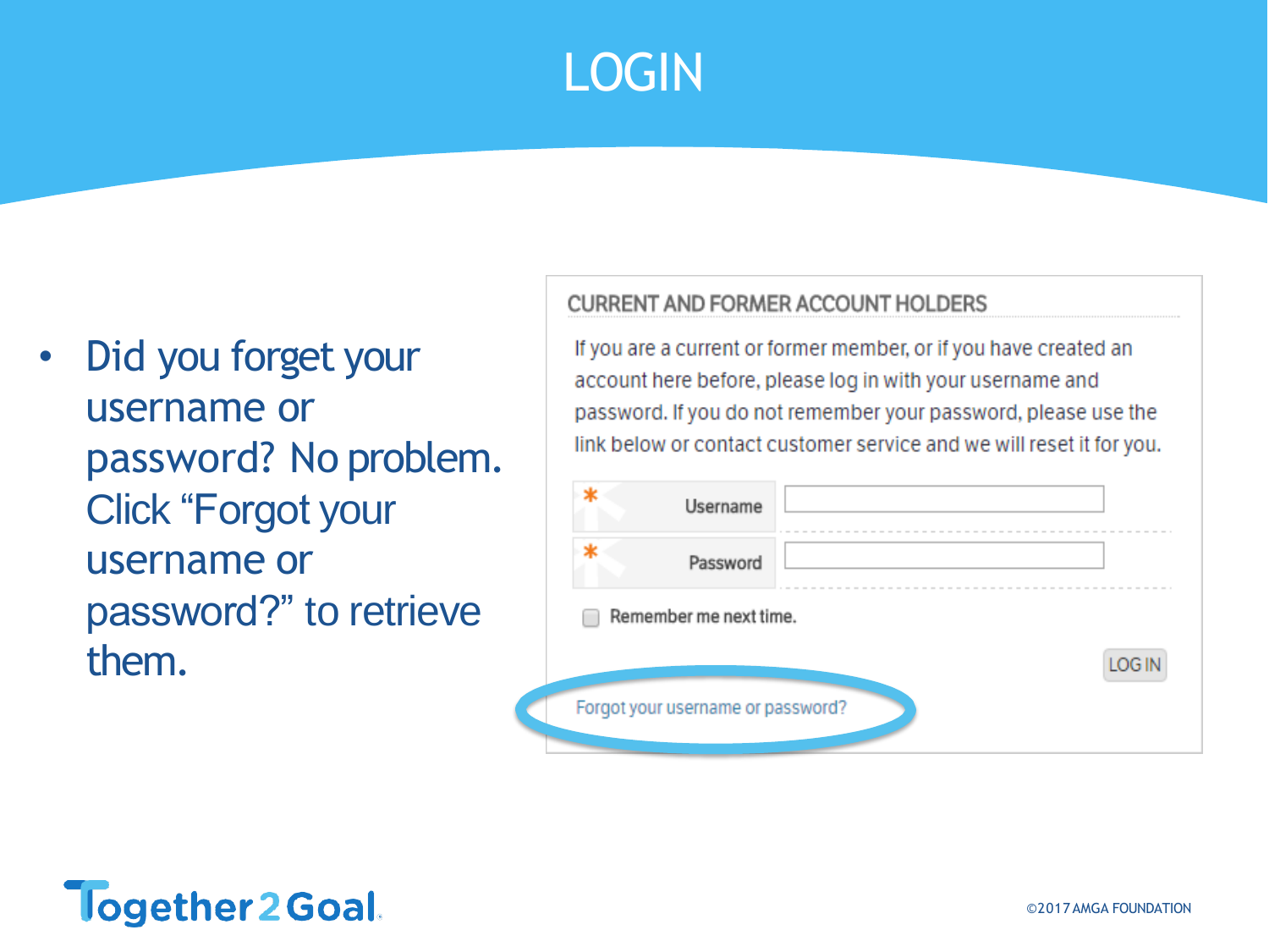# LOGIN

- Did you forget your username or password? No problem. Click "Forgot your username or password?" to retrieve them.

CURRENT AND FORMER ACCOUNT HOLDERS

If you are a current or former member, or if you have created an account here before, please log in with your username and password. If you do not remember your password, please use the link below or contact customer service and we will reset it for you.

\* Username

\* Password

Remember me next time.

LOG IN

Forgot your username or password?

Together2Goal

©2017 AMGA FOUNDATION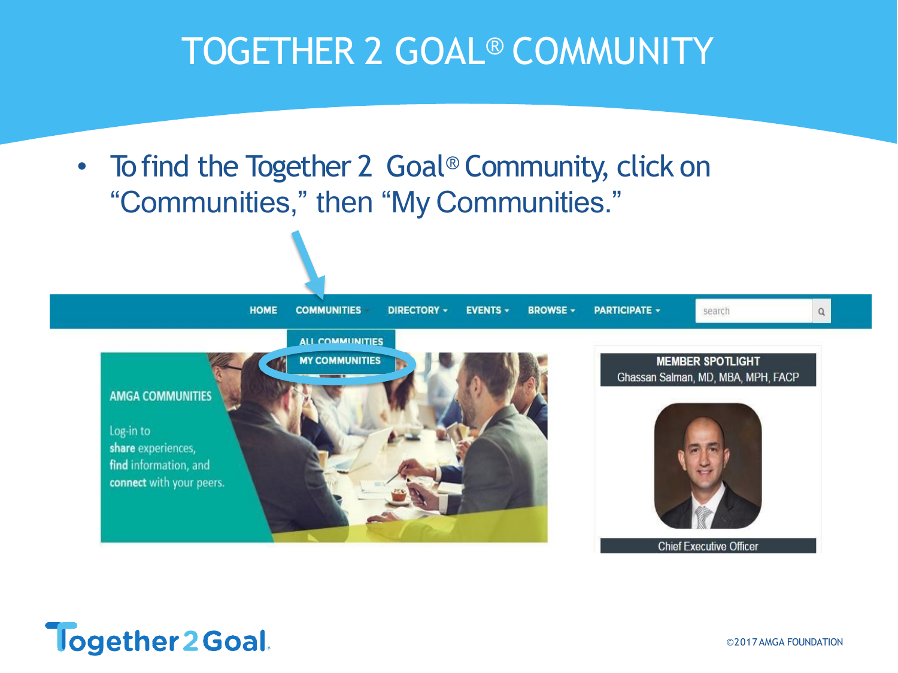# TOGETHER 2 GOAL® COMMUNITY

- To find the Together 2 Goal® Community, click on "Communities," then "My Communities."

HOME | COMMUNITIES | DIRECTORY | EVENTS | BROWSE | PARTICIPATE

ALL COMMUNITIES

MY COMMUNITIES

AMGA COMMUNITIES

Log-in to **share** experiences, **find** information, and **connect** with your peers.

MEMBER SPOTLIGHT

Ghassan Salman, MD, MBA, MPH, FACP

Chief Executive Officer

Together 2 Goal

©2017 AMGA FOUNDATION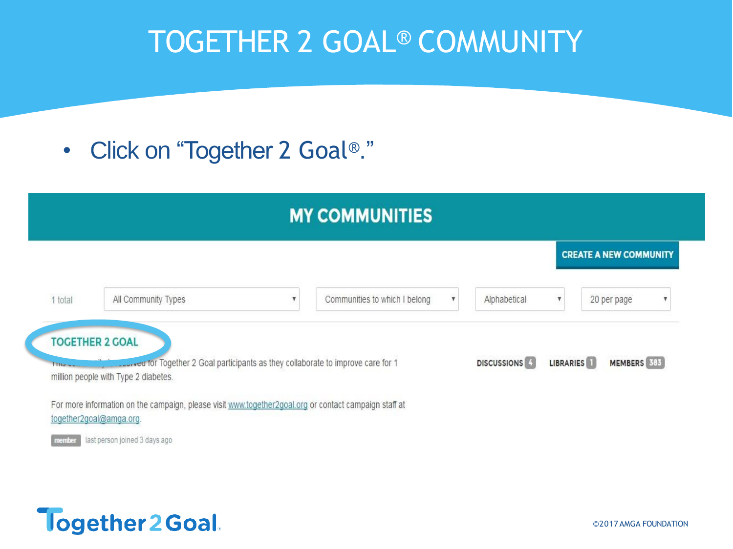# TOGETHER 2 GOAL® COMMUNITY

- Click on "Together 2 Goal®."

## MY COMMUNITIES

CREATE A NEW COMMUNITY

1 total | All Community Types | Communities to which I belong | Alphabetical | 20 per page

**TOGETHER 2 GOAL**

This community is reserved for Together 2 Goal participants as they collaborate to improve care for 1 million people with Type 2 diabetes.

For more information on the campaign, please visit www.together2goal.org or contact campaign staff at together2goal@amga.org.

member last person joined 3 days ago

DISCUSSIONS 4 LIBRARIES 1 MEMBERS 383

Together 2 Goal

©2017 AMGA FOUNDATION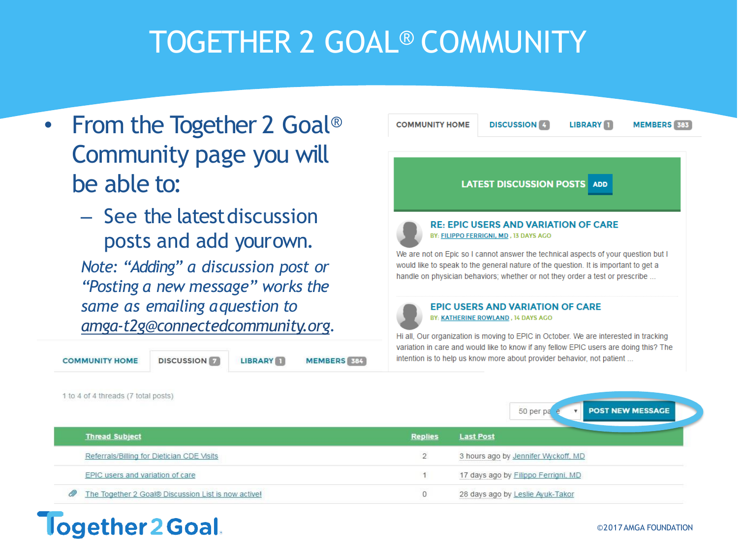# TOGETHER 2 GOAL® COMMUNITY

- From the Together 2 Goal® Community page you will be able to:
  - See the latest discussion posts and add your own.

*Note: "Adding" a discussion post or "Posting a new message" works the same as emailing a question to amga-t2g@connectedcommunity.org.*

COMMUNITY HOME | DISCUSSION 4 | LIBRARY 1 | MEMBERS 383

**LATEST DISCUSSION POSTS** ADD

**RE: EPIC USERS AND VARIATION OF CARE**
BY: FILIPPO FERRIGNI, MD , 13 DAYS AGO

We are not on Epic so I cannot answer the technical aspects of your question but I would like to speak to the general nature of the question. It is important to get a handle on physician behaviors; whether or not they order a test or prescribe ...

**EPIC USERS AND VARIATION OF CARE**
BY: KATHERINE ROWLAND , 14 DAYS AGO

Hi all, Our organization is moving to EPIC in October. We are interested in tracking variation in care and would like to know if any fellow EPIC users are doing this? The intention is to help us know more about provider behavior, not patient ...

COMMUNITY HOME | DISCUSSION 7 | LIBRARY 1 | MEMBERS 384

1 to 4 of 4 threads (7 total posts)

50 per page | POST NEW MESSAGE

| Thread Subject | Replies | Last Post |
|---|---|---|
| Referrals/Billing for Dietician CDE Visits | 2 | 3 hours ago by Jennifer Wyckoff, MD |
| EPIC users and variation of care | 1 | 17 days ago by Filippo Ferrigni, MD |
| The Together 2 Goal® Discussion List is now active! | 0 | 28 days ago by Leslie Ayuk-Takor |

Together 2 Goal

©2017 AMGA FOUNDATION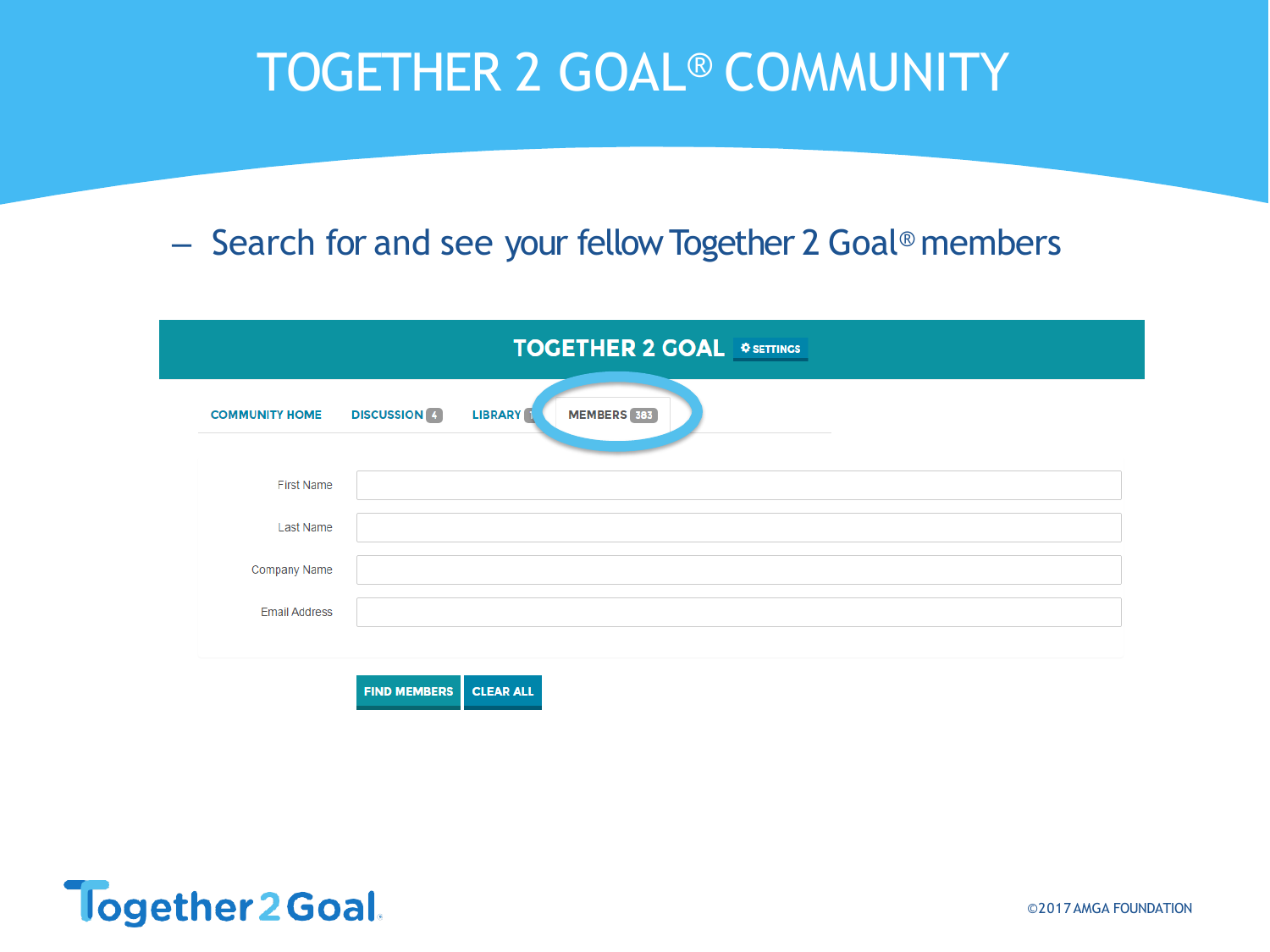# TOGETHER 2 GOAL® COMMUNITY

– Search for and see your fellow Together 2 Goal® members

**TOGETHER 2 GOAL** SETTINGS

COMMUNITY HOME | DISCUSSION 4 | LIBRARY 1 | MEMBERS 383

First Name

Last Name

Company Name

Email Address

FIND MEMBERS | CLEAR ALL

Together 2 Goal.

©2017 AMGA FOUNDATION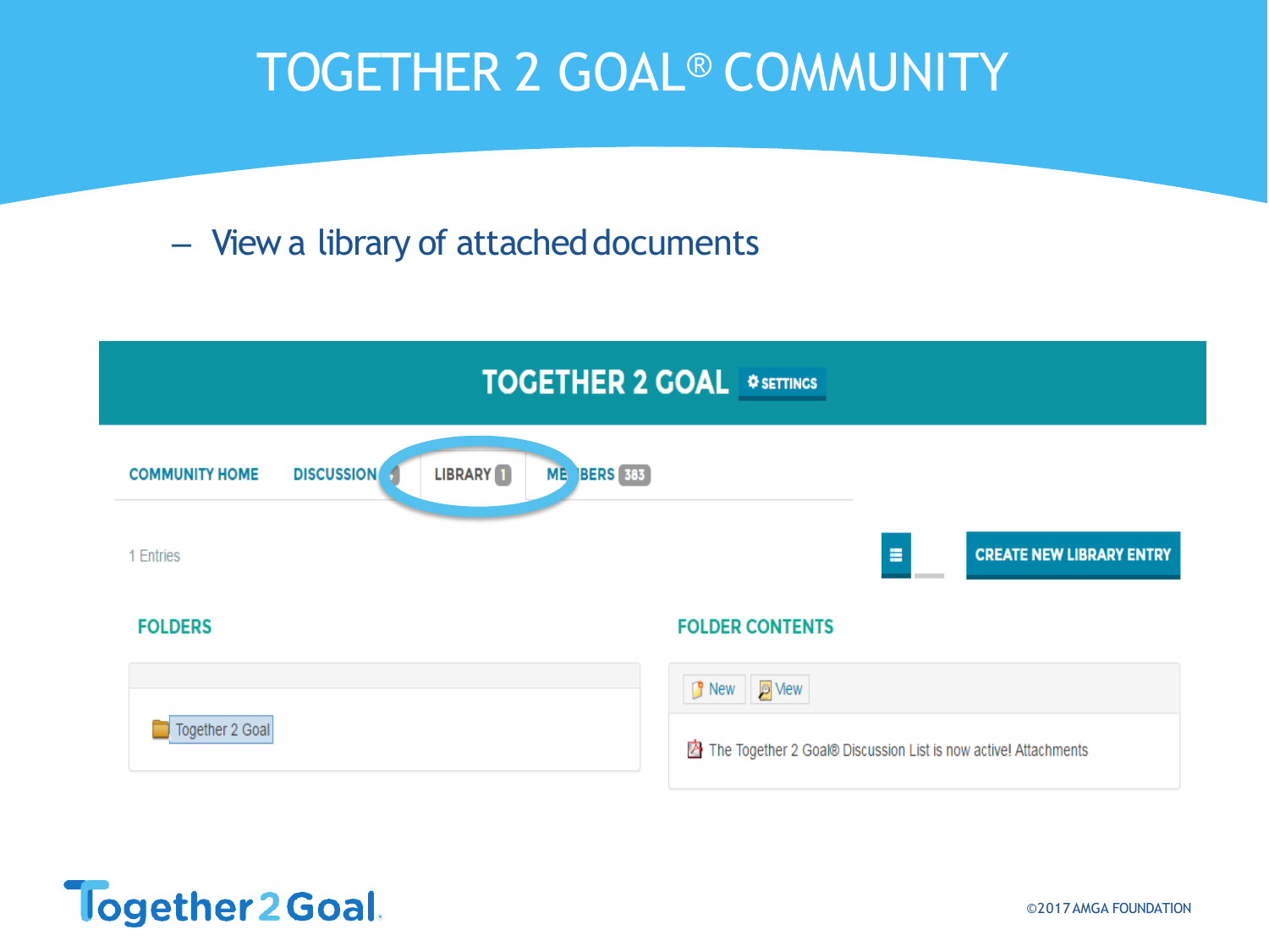# TOGETHER 2 GOAL® COMMUNITY

– View a library of attached documents

TOGETHER 2 GOAL ⚙SETTINGS

COMMUNITY HOME DISCUSSION LIBRARY 1 MEMBERS 383

1 Entries

CREATE NEW LIBRARY ENTRY

**FOLDERS**

Together 2 Goal

**FOLDER CONTENTS**

New View

The Together 2 Goal® Discussion List is now active! Attachments

Together 2 Goal.

©2017 AMGA FOUNDATION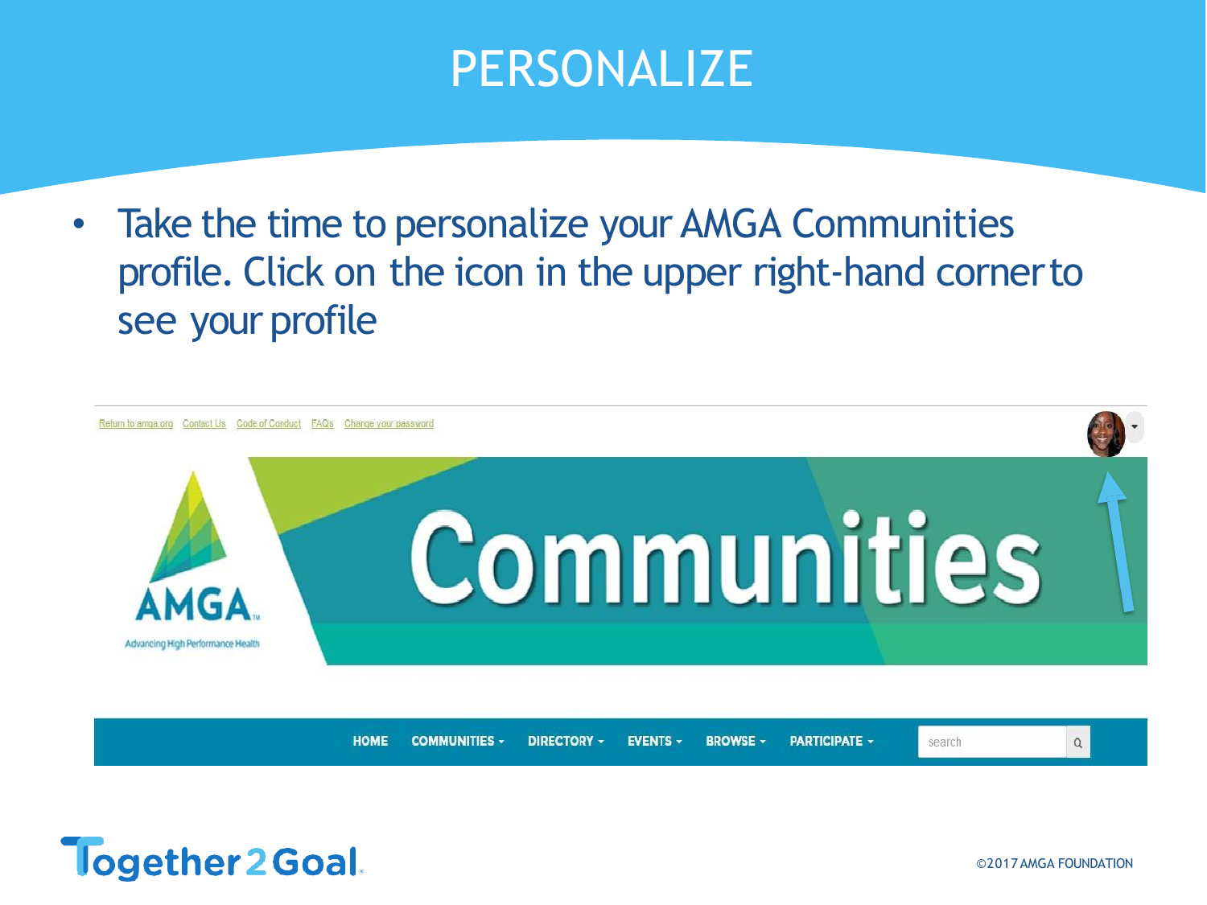# PERSONALIZE

- Take the time to personalize your AMGA Communities profile. Click on the icon in the upper right-hand corner to see your profile

Return to amga.org Contact Us Code of Conduct FAQs Change your password

AMGA Advancing High Performance Health

Communities

HOME COMMUNITIES DIRECTORY EVENTS BROWSE PARTICIPATE search

Together2Goal

©2017 AMGA FOUNDATION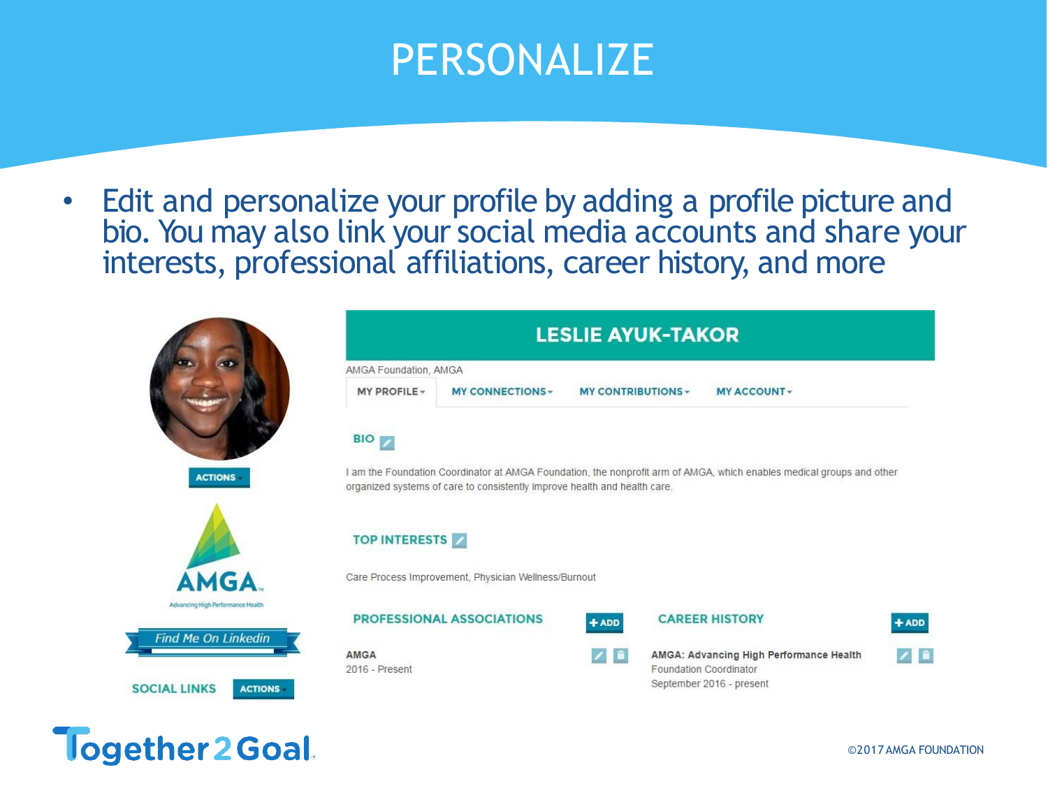# PERSONALIZE

- Edit and personalize your profile by adding a profile picture and bio. You may also link your social media accounts and share your interests, professional affiliations, career history, and more

## LESLIE AYUK-TAKOR

AMGA Foundation, AMGA

MY PROFILE ▾ | MY CONNECTIONS ▾ | MY CONTRIBUTIONS ▾ | MY ACCOUNT ▾

ACTIONS

**BIO**

I am the Foundation Coordinator at AMGA Foundation, the nonprofit arm of AMGA, which enables medical groups and other organized systems of care to consistently improve health and health care.

AMGA
Advancing High Performance Health

**TOP INTERESTS**

Care Process Improvement, Physician Wellness/Burnout

Find Me On Linkedin

SOCIAL LINKS | ACTIONS

**PROFESSIONAL ASSOCIATIONS** + ADD

AMGA
2016 - Present

**CAREER HISTORY** + ADD

AMGA: Advancing High Performance Health
Foundation Coordinator
September 2016 - present

Together2Goal

©2017 AMGA FOUNDATION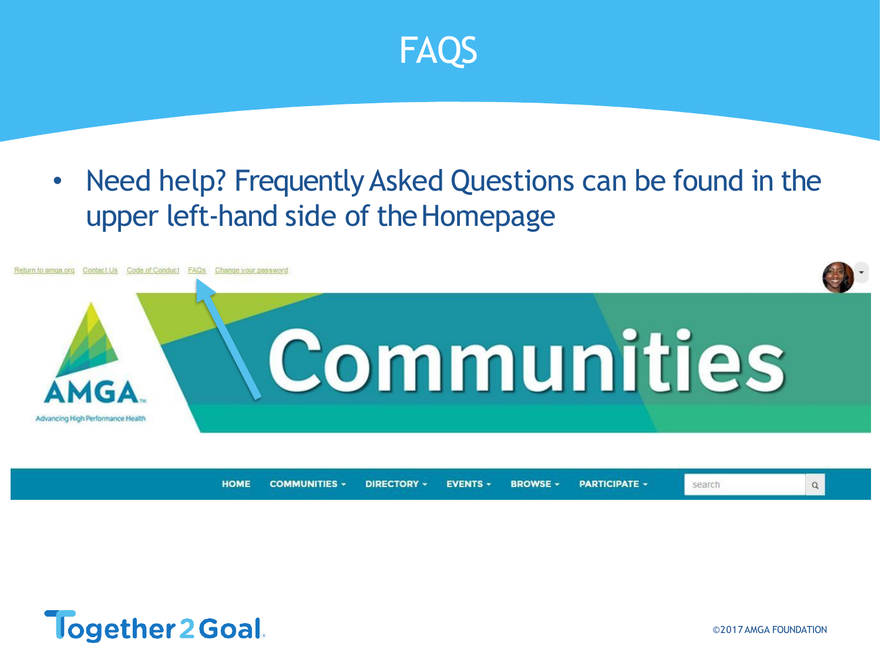# FAQS

- Need help? Frequently Asked Questions can be found in the upper left-hand side of the Homepage

Return to amga.org Contact Us Code of Conduct FAQs Change your password

HOME COMMUNITIES DIRECTORY EVENTS BROWSE PARTICIPATE

©2017 AMGA FOUNDATION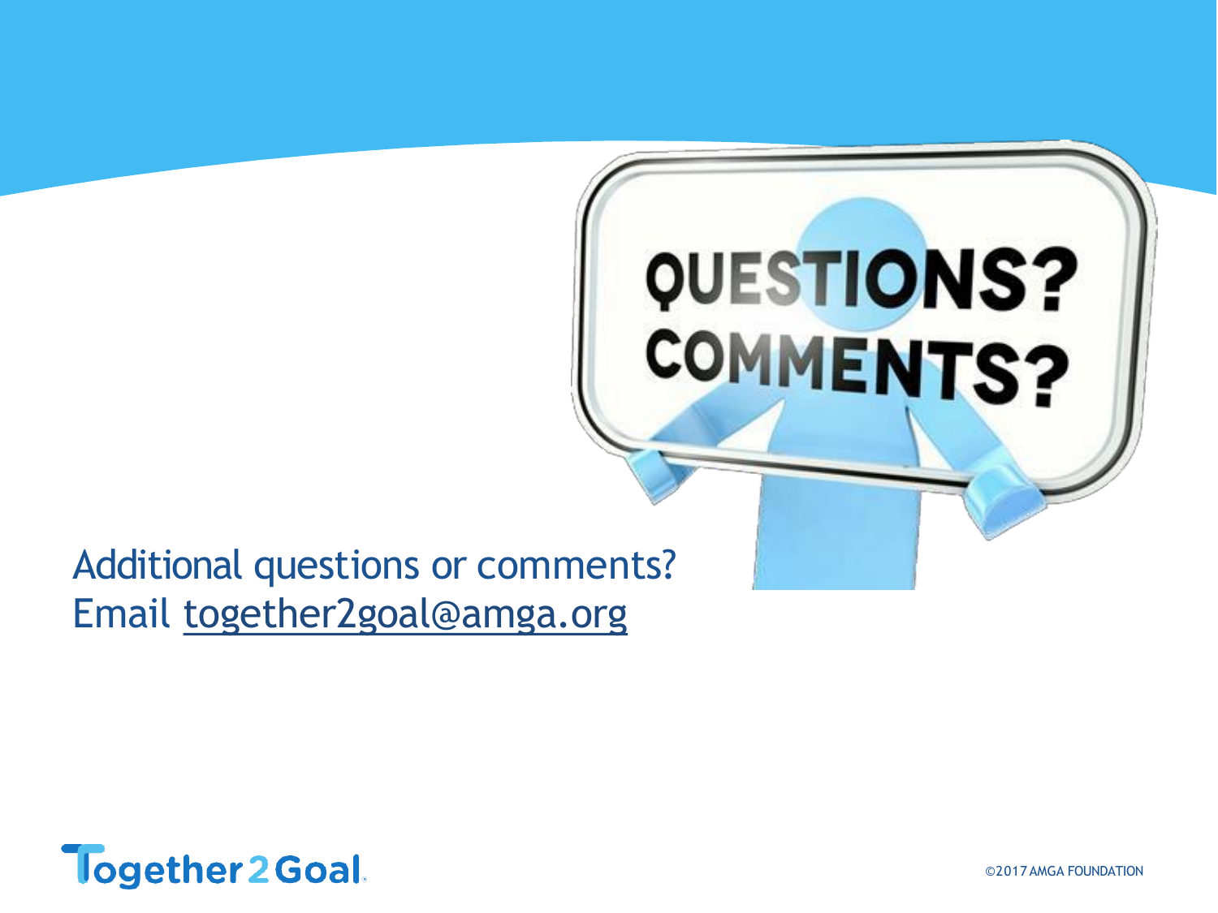QUESTIONS?
COMMENTS?

Additional questions or comments?
Email together2goal@amga.org

Together2Goal

©2017 AMGA FOUNDATION